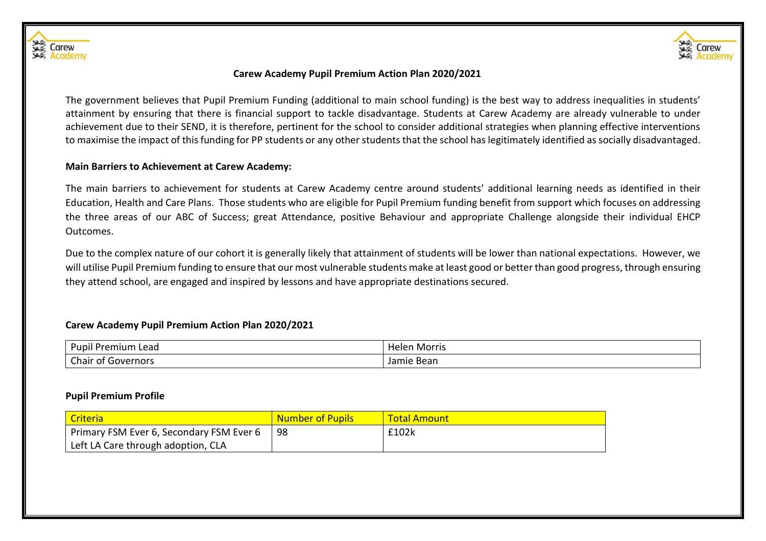# Carew Academy Pupil Premium Action Plan 2020/2021

The government believes that Pupil Premium Funding (additional to main school funding) is the best way to address inequalities in students' attainment by ensuring that there is financial support to tackle disadvantage. Students at Carew Academy are already vulnerable to under achievement due to their SEND, it is therefore, pertinent for the school to consider additional strategies when planning effective interventions to maximise the impact of this funding for PP students or any other students that the school has legitimately identified as socially disadvantaged.

**Main Barriers to Achievement at Carew Academy:**

The main barriers to achievement for students at Carew Academy centre around students' additional learning needs as identified in their Education, Health and Care Plans. Those students who are eligible for Pupil Premium funding benefit from support which focuses on addressing the three areas of our ABC of Success; great Attendance, positive Behaviour and appropriate Challenge alongside their individual EHCP Outcomes.

Due to the complex nature of our cohort it is generally likely that attainment of students will be lower than national expectations. However, we will utilise Pupil Premium funding to ensure that our most vulnerable students make at least good or better than good progress, through ensuring they attend school, are engaged and inspired by lessons and have appropriate destinations secured.

**Carew Academy Pupil Premium Action Plan 2020/2021**

| Pupil Premium Lead | Helen Morris |
|---|---|
| Chair of Governors | Jamie Bean |

**Pupil Premium Profile**

| Criteria | Number of Pupils | Total Amount |
|---|---|---|
| Primary FSM Ever 6, Secondary FSM Ever 6 Left LA Care through adoption, CLA | 98 | £102k |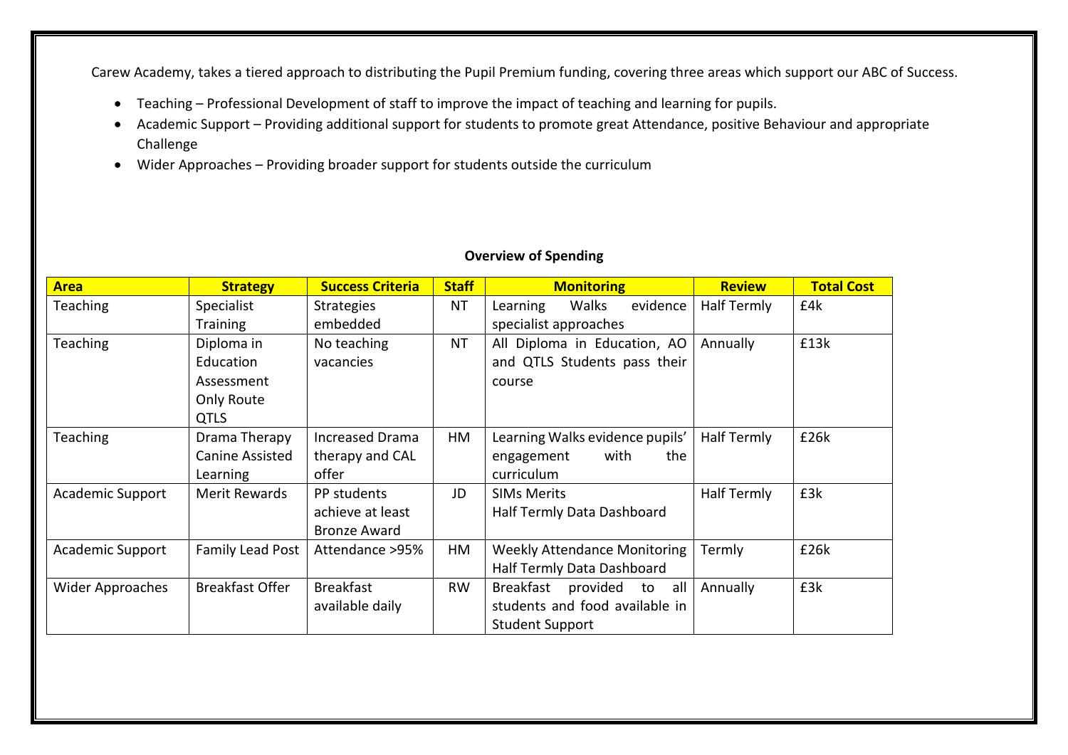Carew Academy, takes a tiered approach to distributing the Pupil Premium funding, covering three areas which support our ABC of Success.

- Teaching – Professional Development of staff to improve the impact of teaching and learning for pupils.
- Academic Support – Providing additional support for students to promote great Attendance, positive Behaviour and appropriate Challenge
- Wider Approaches – Providing broader support for students outside the curriculum

**Overview of Spending**

| Area | Strategy | Success Criteria | Staff | Monitoring | Review | Total Cost |
|---|---|---|---|---|---|---|
| Teaching | Specialist Training | Strategies embedded | NT | Learning Walks evidence specialist approaches | Half Termly | £4k |
| Teaching | Diploma in Education Assessment Only Route QTLS | No teaching vacancies | NT | All Diploma in Education, AO and QTLS Students pass their course | Annually | £13k |
| Teaching | Drama Therapy Canine Assisted Learning | Increased Drama therapy and CAL offer | HM | Learning Walks evidence pupils' engagement with the curriculum | Half Termly | £26k |
| Academic Support | Merit Rewards | PP students achieve at least Bronze Award | JD | SIMs Merits<br>Half Termly Data Dashboard | Half Termly | £3k |
| Academic Support | Family Lead Post | Attendance >95% | HM | Weekly Attendance Monitoring<br>Half Termly Data Dashboard | Termly | £26k |
| Wider Approaches | Breakfast Offer | Breakfast available daily | RW | Breakfast provided to all students and food available in Student Support | Annually | £3k |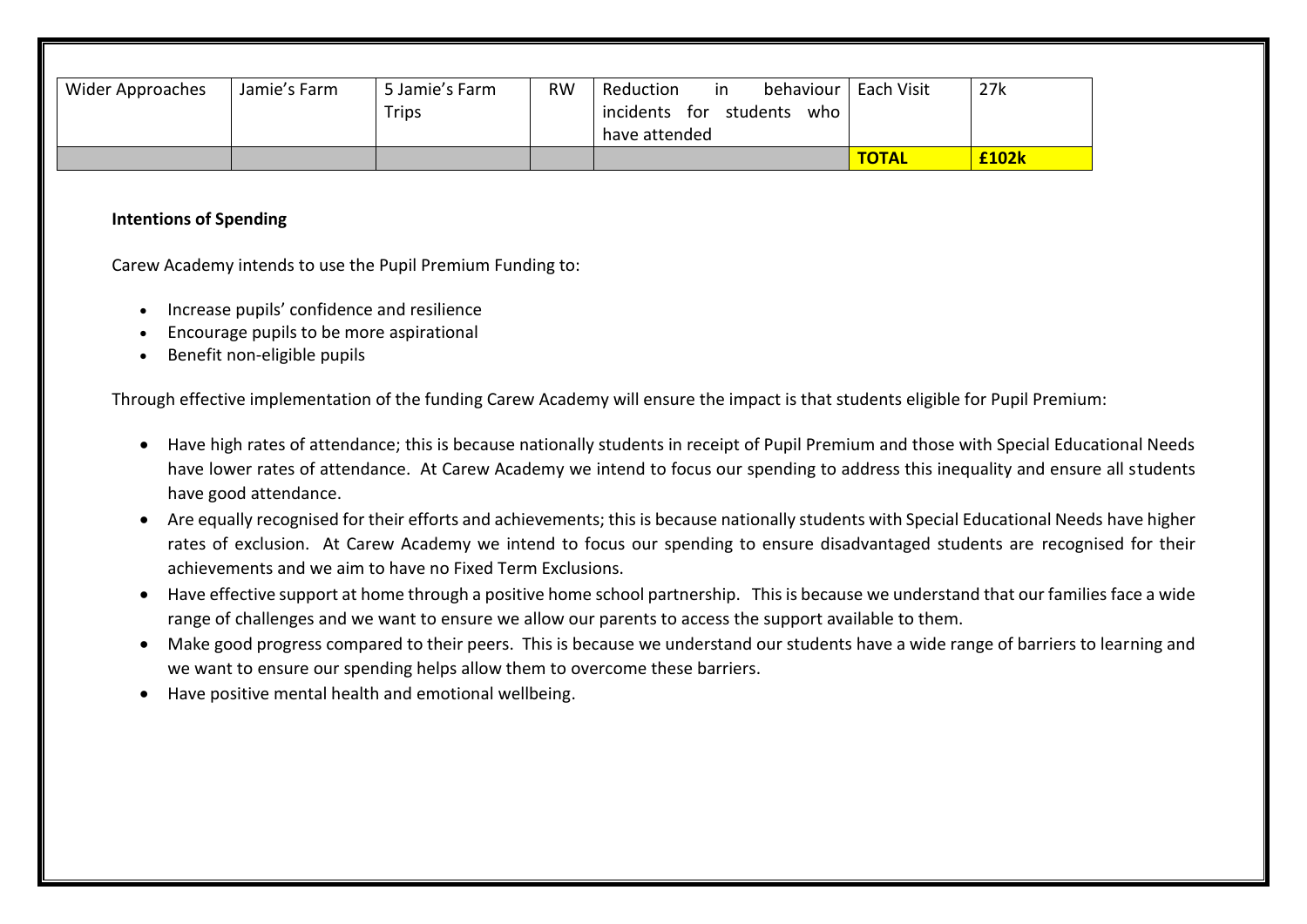| | | | | | | |
|---|---|---|---|---|---|---|
| Wider Approaches | Jamie's Farm | 5 Jamie's Farm Trips | RW | Reduction in behaviour incidents for students who have attended | Each Visit | 27k |
| | | | | | **TOTAL** | **£102k** |

**Intentions of Spending**

Carew Academy intends to use the Pupil Premium Funding to:

- Increase pupils' confidence and resilience
- Encourage pupils to be more aspirational
- Benefit non-eligible pupils

Through effective implementation of the funding Carew Academy will ensure the impact is that students eligible for Pupil Premium:

- Have high rates of attendance; this is because nationally students in receipt of Pupil Premium and those with Special Educational Needs have lower rates of attendance. At Carew Academy we intend to focus our spending to address this inequality and ensure all students have good attendance.
- Are equally recognised for their efforts and achievements; this is because nationally students with Special Educational Needs have higher rates of exclusion. At Carew Academy we intend to focus our spending to ensure disadvantaged students are recognised for their achievements and we aim to have no Fixed Term Exclusions.
- Have effective support at home through a positive home school partnership. This is because we understand that our families face a wide range of challenges and we want to ensure we allow our parents to access the support available to them.
- Make good progress compared to their peers. This is because we understand our students have a wide range of barriers to learning and we want to ensure our spending helps allow them to overcome these barriers.
- Have positive mental health and emotional wellbeing.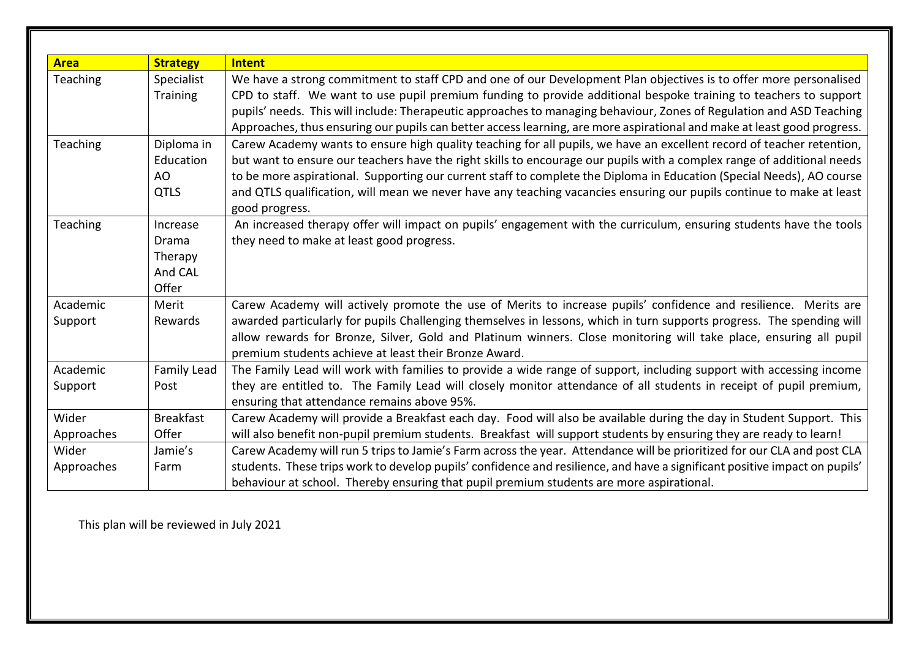| Area | Strategy | Intent |
|---|---|---|
| Teaching | Specialist Training | We have a strong commitment to staff CPD and one of our Development Plan objectives is to offer more personalised CPD to staff. We want to use pupil premium funding to provide additional bespoke training to teachers to support pupils' needs. This will include: Therapeutic approaches to managing behaviour, Zones of Regulation and ASD Teaching Approaches, thus ensuring our pupils can better access learning, are more aspirational and make at least good progress. |
| Teaching | Diploma in Education AO QTLS | Carew Academy wants to ensure high quality teaching for all pupils, we have an excellent record of teacher retention, but want to ensure our teachers have the right skills to encourage our pupils with a complex range of additional needs to be more aspirational. Supporting our current staff to complete the Diploma in Education (Special Needs), AO course and QTLS qualification, will mean we never have any teaching vacancies ensuring our pupils continue to make at least good progress. |
| Teaching | Increase Drama Therapy And CAL Offer | An increased therapy offer will impact on pupils' engagement with the curriculum, ensuring students have the tools they need to make at least good progress. |
| Academic Support | Merit Rewards | Carew Academy will actively promote the use of Merits to increase pupils' confidence and resilience. Merits are awarded particularly for pupils Challenging themselves in lessons, which in turn supports progress. The spending will allow rewards for Bronze, Silver, Gold and Platinum winners. Close monitoring will take place, ensuring all pupil premium students achieve at least their Bronze Award. |
| Academic Support | Family Lead Post | The Family Lead will work with families to provide a wide range of support, including support with accessing income they are entitled to. The Family Lead will closely monitor attendance of all students in receipt of pupil premium, ensuring that attendance remains above 95%. |
| Wider Approaches | Breakfast Offer | Carew Academy will provide a Breakfast each day. Food will also be available during the day in Student Support. This will also benefit non-pupil premium students. Breakfast will support students by ensuring they are ready to learn! |
| Wider Approaches | Jamie's Farm | Carew Academy will run 5 trips to Jamie's Farm across the year. Attendance will be prioritized for our CLA and post CLA students. These trips work to develop pupils' confidence and resilience, and have a significant positive impact on pupils' behaviour at school. Thereby ensuring that pupil premium students are more aspirational. |

This plan will be reviewed in July 2021